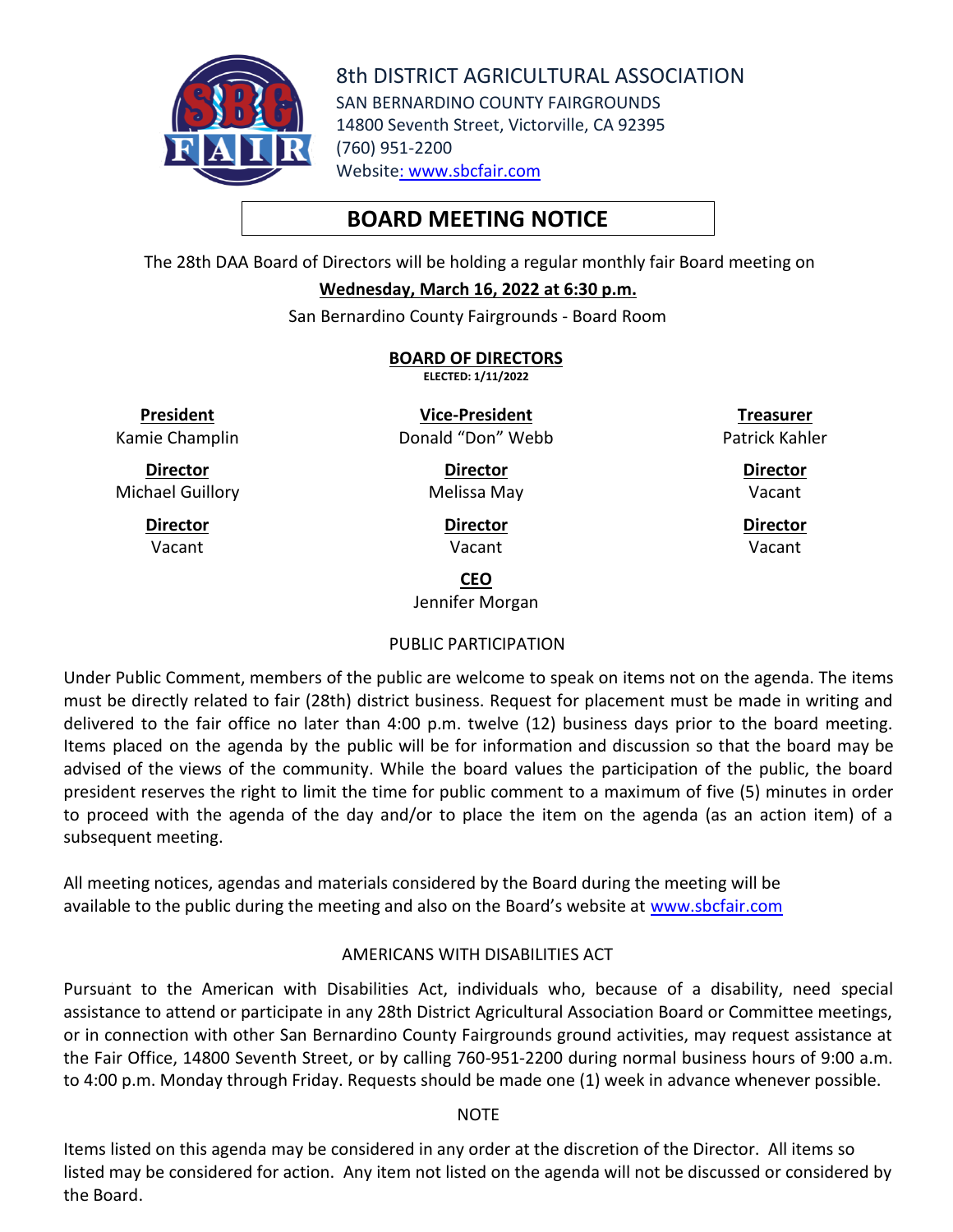8th DISTRICT AGRICULTURAL ASSOCIATION
SAN BERNARDINO COUNTY FAIRGROUNDS
14800 Seventh Street, Victorville, CA 92395
(760) 951-2200
Website: www.sbcfair.com

# BOARD MEETING NOTICE

The 28th DAA Board of Directors will be holding a regular monthly fair Board meeting on

**Wednesday, March 16, 2022 at 6:30 p.m.**

San Bernardino County Fairgrounds - Board Room

## BOARD OF DIRECTORS

**ELECTED: 1/11/2022**

| | | |
|---|---|---|
| **President** Kamie Champlin | **Vice-President** Donald "Don" Webb | **Treasurer** Patrick Kahler |
| **Director** Michael Guillory | **Director** Melissa May | **Director** Vacant |
| **Director** Vacant | **Director** Vacant | **Director** Vacant |

**CEO**
Jennifer Morgan

### PUBLIC PARTICIPATION

Under Public Comment, members of the public are welcome to speak on items not on the agenda. The items must be directly related to fair (28th) district business. Request for placement must be made in writing and delivered to the fair office no later than 4:00 p.m. twelve (12) business days prior to the board meeting. Items placed on the agenda by the public will be for information and discussion so that the board may be advised of the views of the community. While the board values the participation of the public, the board president reserves the right to limit the time for public comment to a maximum of five (5) minutes in order to proceed with the agenda of the day and/or to place the item on the agenda (as an action item) of a subsequent meeting.

All meeting notices, agendas and materials considered by the Board during the meeting will be available to the public during the meeting and also on the Board's website at www.sbcfair.com

### AMERICANS WITH DISABILITIES ACT

Pursuant to the American with Disabilities Act, individuals who, because of a disability, need special assistance to attend or participate in any 28th District Agricultural Association Board or Committee meetings, or in connection with other San Bernardino County Fairgrounds ground activities, may request assistance at the Fair Office, 14800 Seventh Street, or by calling 760-951-2200 during normal business hours of 9:00 a.m. to 4:00 p.m. Monday through Friday. Requests should be made one (1) week in advance whenever possible.

### NOTE

Items listed on this agenda may be considered in any order at the discretion of the Director. All items so listed may be considered for action. Any item not listed on the agenda will not be discussed or considered by the Board.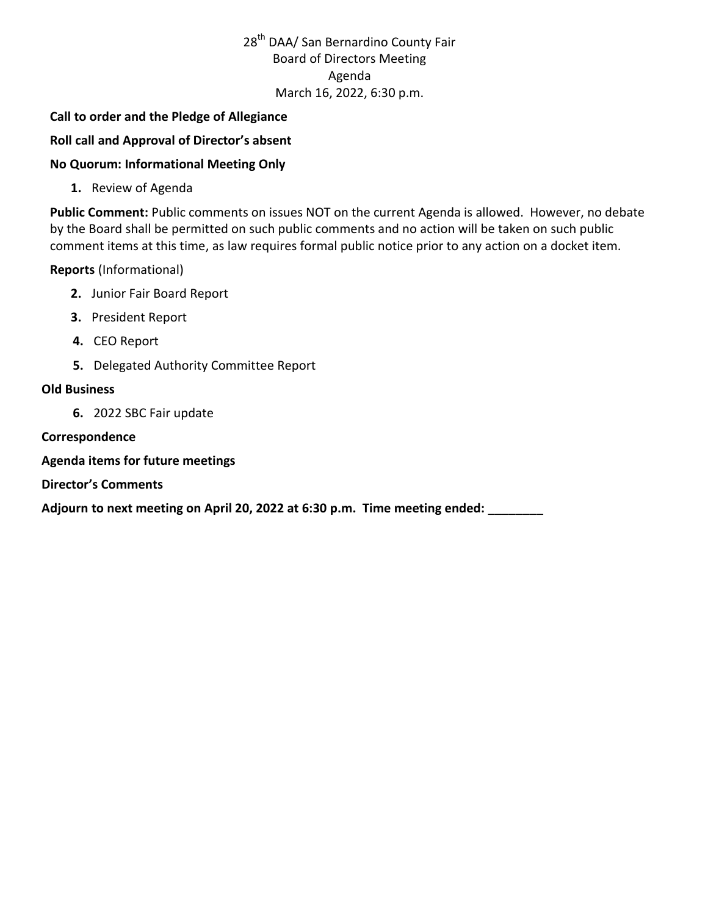28th DAA/ San Bernardino County Fair
Board of Directors Meeting
Agenda
March 16, 2022, 6:30 p.m.

**Call to order and the Pledge of Allegiance**

**Roll call and Approval of Director's absent**

**No Quorum: Informational Meeting Only**

1. Review of Agenda

**Public Comment:** Public comments on issues NOT on the current Agenda is allowed. However, no debate by the Board shall be permitted on such public comments and no action will be taken on such public comment items at this time, as law requires formal public notice prior to any action on a docket item.

**Reports** (Informational)

2. Junior Fair Board Report
3. President Report
4. CEO Report
5. Delegated Authority Committee Report

**Old Business**

6. 2022 SBC Fair update

**Correspondence**

**Agenda items for future meetings**

**Director's Comments**

**Adjourn to next meeting on April 20, 2022 at 6:30 p.m. Time meeting ended: ________**